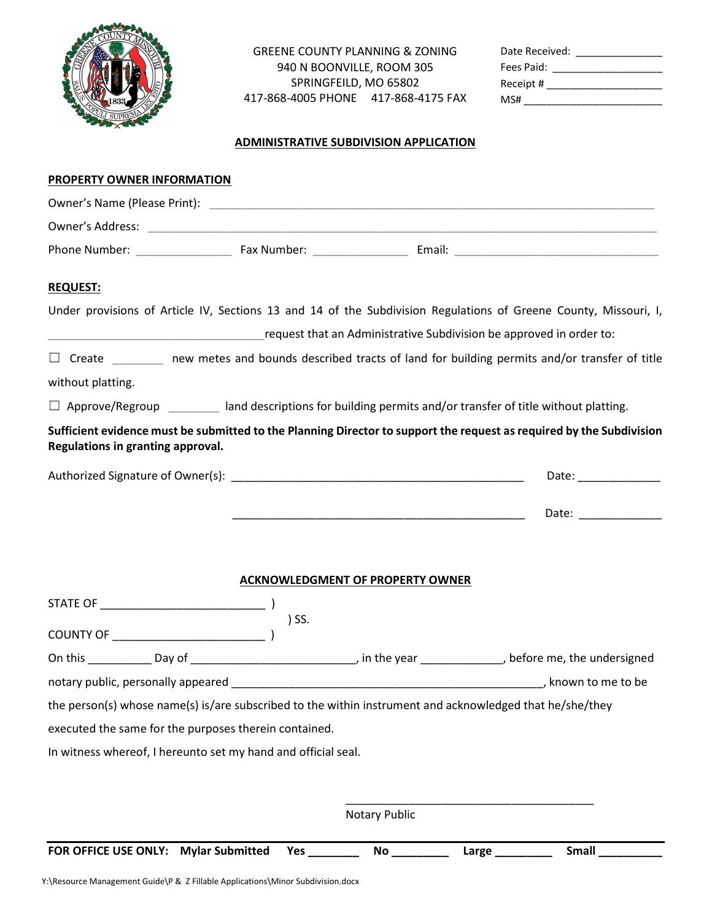GREENE COUNTY PLANNING & ZONING
940 N BOONVILLE, ROOM 305
SPRINGFEILD, MO 65802
417-868-4005 PHONE 417-868-4175 FAX

Date Received: _______________
Fees Paid: ___________________
Receipt # ____________________
MS# ________________________

## ADMINISTRATIVE SUBDIVISION APPLICATION

**PROPERTY OWNER INFORMATION**

Owner's Name (Please Print): ______________________________________________

Owner's Address: ______________________________________________

Phone Number: _______________ Fax Number: _______________ Email: _______________________

**REQUEST:**

Under provisions of Article IV, Sections 13 and 14 of the Subdivision Regulations of Greene County, Missouri, I, ___________________________________ request that an Administrative Subdivision be approved in order to:

☐ Create ________ new metes and bounds described tracts of land for building permits and/or transfer of title without platting.

☐ Approve/Regroup ________ land descriptions for building permits and/or transfer of title without platting.

**Sufficient evidence must be submitted to the Planning Director to support the request as required by the Subdivision Regulations in granting approval.**

Authorized Signature of Owner(s): _______________________________________________ Date: _____________

_______________________________________________ Date: _____________

**ACKNOWLEDGMENT OF PROPERTY OWNER**

STATE OF __________________________ )
) SS.
COUNTY OF ________________________ )

On this __________ Day of _________________________, in the year _____________, before me, the undersigned notary public, personally appeared __________________________________________________, known to me to be the person(s) whose name(s) is/are subscribed to the within instrument and acknowledged that he/she/they executed the same for the purposes therein contained.

In witness whereof, I hereunto set my hand and official seal.

________________________________________
Notary Public

**FOR OFFICE USE ONLY: Mylar Submitted Yes ________ No _________ Large _________ Small __________**

Y:\Resource Management Guide\P & Z Fillable Applications\Minor Subdivision.docx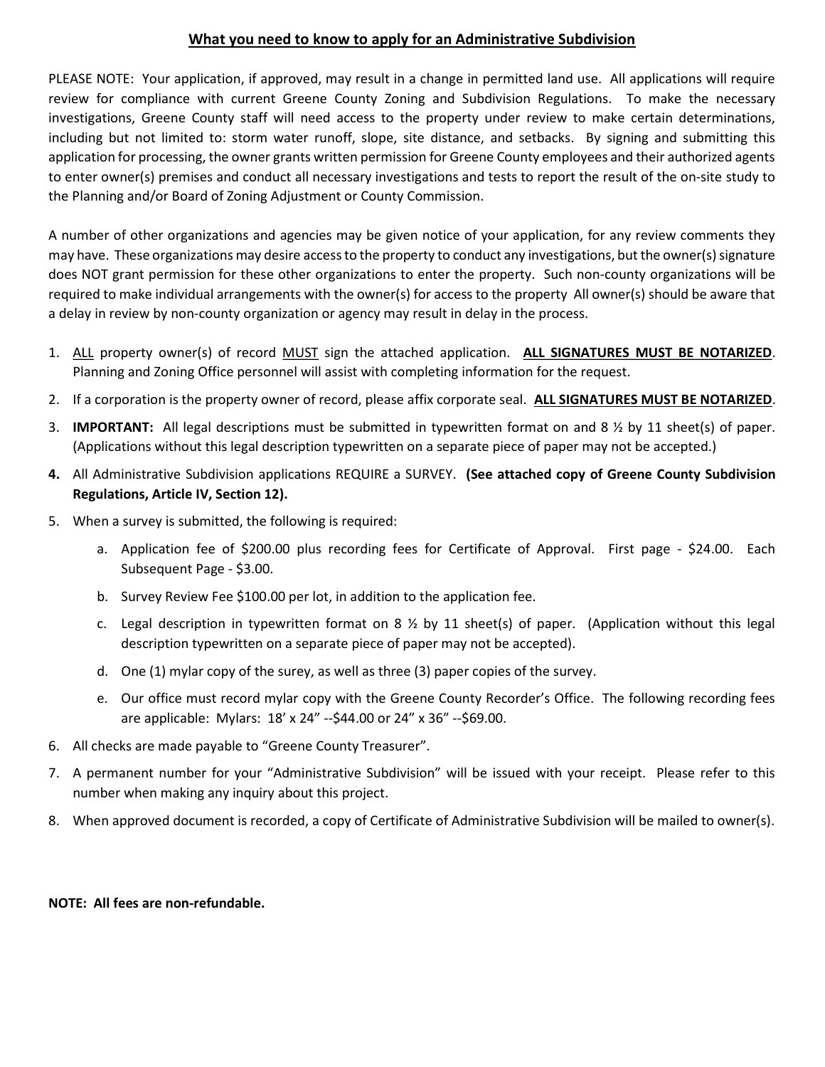## What you need to know to apply for an Administrative Subdivision

PLEASE NOTE: Your application, if approved, may result in a change in permitted land use. All applications will require review for compliance with current Greene County Zoning and Subdivision Regulations. To make the necessary investigations, Greene County staff will need access to the property under review to make certain determinations, including but not limited to: storm water runoff, slope, site distance, and setbacks. By signing and submitting this application for processing, the owner grants written permission for Greene County employees and their authorized agents to enter owner(s) premises and conduct all necessary investigations and tests to report the result of the on-site study to the Planning and/or Board of Zoning Adjustment or County Commission.

A number of other organizations and agencies may be given notice of your application, for any review comments they may have. These organizations may desire access to the property to conduct any investigations, but the owner(s) signature does NOT grant permission for these other organizations to enter the property. Such non-county organizations will be required to make individual arrangements with the owner(s) for access to the property All owner(s) should be aware that a delay in review by non-county organization or agency may result in delay in the process.

1. ALL property owner(s) of record MUST sign the attached application. **ALL SIGNATURES MUST BE NOTARIZED**. Planning and Zoning Office personnel will assist with completing information for the request.
2. If a corporation is the property owner of record, please affix corporate seal. **ALL SIGNATURES MUST BE NOTARIZED**.
3. **IMPORTANT:** All legal descriptions must be submitted in typewritten format on and 8 ½ by 11 sheet(s) of paper. (Applications without this legal description typewritten on a separate piece of paper may not be accepted.)
4. All Administrative Subdivision applications REQUIRE a SURVEY. **(See attached copy of Greene County Subdivision Regulations, Article IV, Section 12).**
5. When a survey is submitted, the following is required:
   a. Application fee of $200.00 plus recording fees for Certificate of Approval. First page - $24.00. Each Subsequent Page - $3.00.
   b. Survey Review Fee $100.00 per lot, in addition to the application fee.
   c. Legal description in typewritten format on 8 ½ by 11 sheet(s) of paper. (Application without this legal description typewritten on a separate piece of paper may not be accepted).
   d. One (1) mylar copy of the surey, as well as three (3) paper copies of the survey.
   e. Our office must record mylar copy with the Greene County Recorder's Office. The following recording fees are applicable: Mylars: 18' x 24" --$44.00 or 24" x 36" --$69.00.
6. All checks are made payable to "Greene County Treasurer".
7. A permanent number for your "Administrative Subdivision" will be issued with your receipt. Please refer to this number when making any inquiry about this project.
8. When approved document is recorded, a copy of Certificate of Administrative Subdivision will be mailed to owner(s).

**NOTE: All fees are non-refundable.**